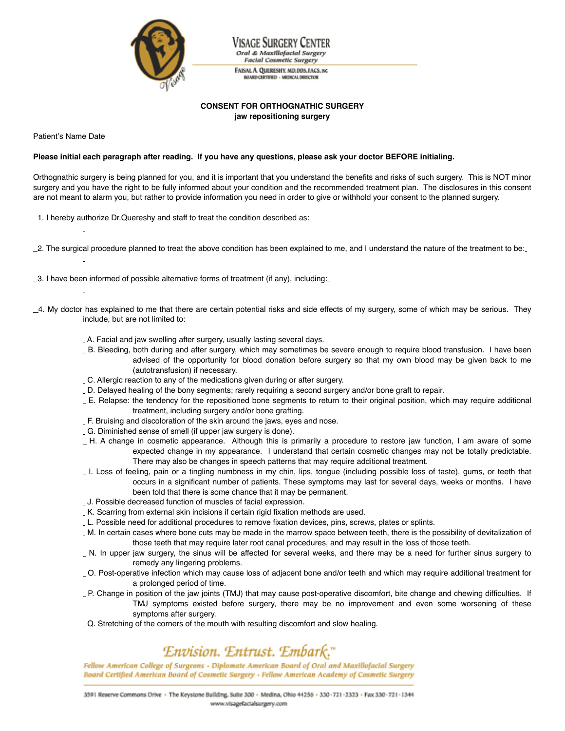# VISAGE SURGERY CENTER

*Oral & Maxillofacial Surgery*
*Facial Cosmetic Surgery*

FAISAL A. QUERESHY, MD, DDS, FACS, INC.
BOARD CERTIFIED • MEDICAL DIRECTOR

## CONSENT FOR ORTHOGNATHIC SURGERY
**jaw repositioning surgery**

Patient's Name Date

**Please initial each paragraph after reading. If you have any questions, please ask your doctor BEFORE initialing.**

Orthognathic surgery is being planned for you, and it is important that you understand the benefits and risks of such surgery. This is NOT minor surgery and you have the right to be fully informed about your condition and the recommended treatment plan. The disclosures in this consent are not meant to alarm you, but rather to provide information you need in order to give or withhold your consent to the planned surgery.

_1. I hereby authorize Dr.Quereshy and staff to treat the condition described as:__________________

_2. The surgical procedure planned to treat the above condition has been explained to me, and I understand the nature of the treatment to be:_

_3. I have been informed of possible alternative forms of treatment (if any), including:_

_4. My doctor has explained to me that there are certain potential risks and side effects of my surgery, some of which may be serious. They include, but are not limited to:

- _ A. Facial and jaw swelling after surgery, usually lasting several days.
- _ B. Bleeding, both during and after surgery, which may sometimes be severe enough to require blood transfusion. I have been advised of the opportunity for blood donation before surgery so that my own blood may be given back to me (autotransfusion) if necessary.
- _ C. Allergic reaction to any of the medications given during or after surgery.
- _ D. Delayed healing of the bony segments; rarely requiring a second surgery and/or bone graft to repair.
- _ E. Relapse: the tendency for the repositioned bone segments to return to their original position, which may require additional treatment, including surgery and/or bone grafting.
- _ F. Bruising and discoloration of the skin around the jaws, eyes and nose.
- _ G. Diminished sense of smell (if upper jaw surgery is done).
- _ H. A change in cosmetic appearance. Although this is primarily a procedure to restore jaw function, I am aware of some expected change in my appearance. I understand that certain cosmetic changes may not be totally predictable. There may also be changes in speech patterns that may require additional treatment.
- _ I. Loss of feeling, pain or a tingling numbness in my chin, lips, tongue (including possible loss of taste), gums, or teeth that occurs in a significant number of patients. These symptoms may last for several days, weeks or months. I have been told that there is some chance that it may be permanent.
- _ J. Possible decreased function of muscles of facial expression.
- _ K. Scarring from external skin incisions if certain rigid fixation methods are used.
- _ L. Possible need for additional procedures to remove fixation devices, pins, screws, plates or splints.
- _ M. In certain cases where bone cuts may be made in the marrow space between teeth, there is the possibility of devitalization of those teeth that may require later root canal procedures, and may result in the loss of those teeth.
- _ N. In upper jaw surgery, the sinus will be affected for several weeks, and there may be a need for further sinus surgery to remedy any lingering problems.
- _ O. Post-operative infection which may cause loss of adjacent bone and/or teeth and which may require additional treatment for a prolonged period of time.
- _ P. Change in position of the jaw joints (TMJ) that may cause post-operative discomfort, bite change and chewing difficulties. If TMJ symptoms existed before surgery, there may be no improvement and even some worsening of these symptoms after surgery.
- _ Q. Stretching of the corners of the mouth with resulting discomfort and slow healing.

*Envision. Entrust. Embark.*™

*Fellow American College of Surgeons • Diplomate American Board of Oral and Maxillofacial Surgery*
*Board Certified American Board of Cosmetic Surgery • Fellow American Academy of Cosmetic Surgery*

3591 Reserve Commons Drive • The Keystone Building, Suite 300 • Medina, Ohio 44256 • 330-721-2323 • Fax 330-721-1344
www.visagefacialsurgery.com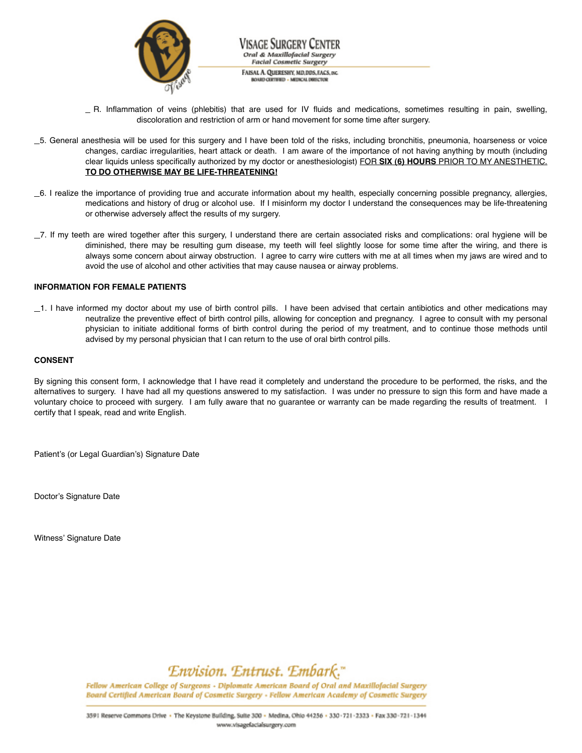_ R. Inflammation of veins (phlebitis) that are used for IV fluids and medications, sometimes resulting in pain, swelling, discoloration and restriction of arm or hand movement for some time after surgery.

_5. General anesthesia will be used for this surgery and I have been told of the risks, including bronchitis, pneumonia, hoarseness or voice changes, cardiac irregularities, heart attack or death. I am aware of the importance of not having anything by mouth (including clear liquids unless specifically authorized by my doctor or anesthesiologist) FOR **SIX (6) HOURS** PRIOR TO MY ANESTHETIC. **TO DO OTHERWISE MAY BE LIFE-THREATENING!**

_6. I realize the importance of providing true and accurate information about my health, especially concerning possible pregnancy, allergies, medications and history of drug or alcohol use. If I misinform my doctor I understand the consequences may be life-threatening or otherwise adversely affect the results of my surgery.

_7. If my teeth are wired together after this surgery, I understand there are certain associated risks and complications: oral hygiene will be diminished, there may be resulting gum disease, my teeth will feel slightly loose for some time after the wiring, and there is always some concern about airway obstruction. I agree to carry wire cutters with me at all times when my jaws are wired and to avoid the use of alcohol and other activities that may cause nausea or airway problems.

**INFORMATION FOR FEMALE PATIENTS**

_1. I have informed my doctor about my use of birth control pills. I have been advised that certain antibiotics and other medications may neutralize the preventive effect of birth control pills, allowing for conception and pregnancy. I agree to consult with my personal physician to initiate additional forms of birth control during the period of my treatment, and to continue those methods until advised by my personal physician that I can return to the use of oral birth control pills.

**CONSENT**

By signing this consent form, I acknowledge that I have read it completely and understand the procedure to be performed, the risks, and the alternatives to surgery. I have had all my questions answered to my satisfaction. I was under no pressure to sign this form and have made a voluntary choice to proceed with surgery. I am fully aware that no guarantee or warranty can be made regarding the results of treatment. I certify that I speak, read and write English.

Patient's (or Legal Guardian's) Signature Date

Doctor's Signature Date

Witness' Signature Date